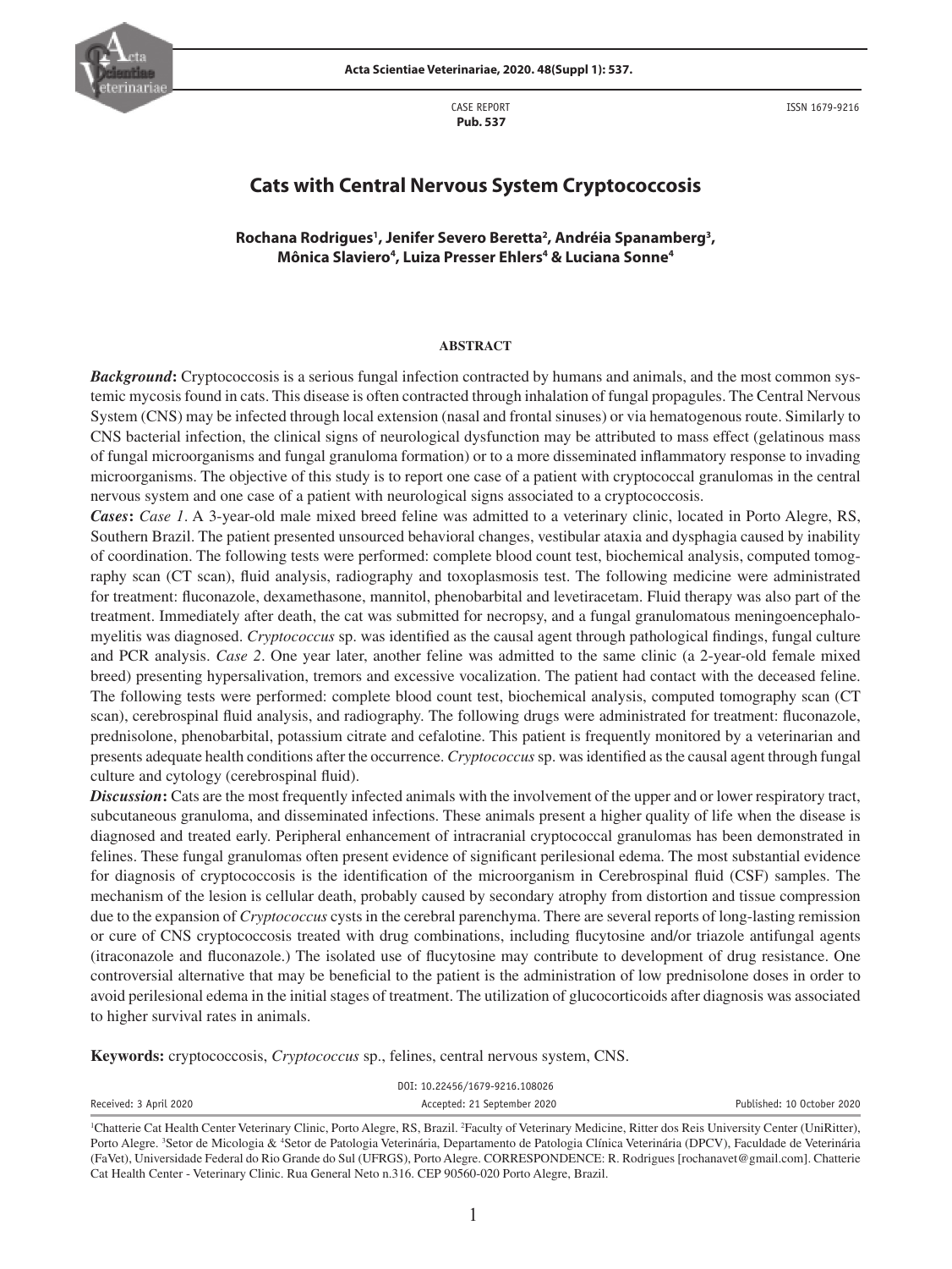CASE REPORT
**Pub. 537**

ISSN 1679-9216

# Cats with Central Nervous System Cryptococcosis

**Rochana Rodrigues[1], Jenifer Severo Beretta[2], Andréia Spanamberg[3], Mônica Slaviero[4], Luiza Presser Ehlers[4] & Luciana Sonne[4]**

## ABSTRACT

***Background*:** Cryptococcosis is a serious fungal infection contracted by humans and animals, and the most common systemic mycosis found in cats. This disease is often contracted through inhalation of fungal propagules. The Central Nervous System (CNS) may be infected through local extension (nasal and frontal sinuses) or via hematogenous route. Similarly to CNS bacterial infection, the clinical signs of neurological dysfunction may be attributed to mass effect (gelatinous mass of fungal microorganisms and fungal granuloma formation) or to a more disseminated inflammatory response to invading microorganisms. The objective of this study is to report one case of a patient with cryptococcal granulomas in the central nervous system and one case of a patient with neurological signs associated to a cryptococcosis.

***Cases*:** *Case 1*. A 3-year-old male mixed breed feline was admitted to a veterinary clinic, located in Porto Alegre, RS, Southern Brazil. The patient presented unsourced behavioral changes, vestibular ataxia and dysphagia caused by inability of coordination. The following tests were performed: complete blood count test, biochemical analysis, computed tomography scan (CT scan), fluid analysis, radiography and toxoplasmosis test. The following medicine were administrated for treatment: fluconazole, dexamethasone, mannitol, phenobarbital and levetiracetam. Fluid therapy was also part of the treatment. Immediately after death, the cat was submitted for necropsy, and a fungal granulomatous meningoencephalomyelitis was diagnosed. *Cryptococcus* sp. was identified as the causal agent through pathological findings, fungal culture and PCR analysis. *Case 2*. One year later, another feline was admitted to the same clinic (a 2-year-old female mixed breed) presenting hypersalivation, tremors and excessive vocalization. The patient had contact with the deceased feline. The following tests were performed: complete blood count test, biochemical analysis, computed tomography scan (CT scan), cerebrospinal fluid analysis, and radiography. The following drugs were administrated for treatment: fluconazole, prednisolone, phenobarbital, potassium citrate and cefalotine. This patient is frequently monitored by a veterinarian and presents adequate health conditions after the occurrence. *Cryptococcus* sp. was identified as the causal agent through fungal culture and cytology (cerebrospinal fluid).

***Discussion*:** Cats are the most frequently infected animals with the involvement of the upper and or lower respiratory tract, subcutaneous granuloma, and disseminated infections. These animals present a higher quality of life when the disease is diagnosed and treated early. Peripheral enhancement of intracranial cryptococcal granulomas has been demonstrated in felines. These fungal granulomas often present evidence of significant perilesional edema. The most substantial evidence for diagnosis of cryptococcosis is the identification of the microorganism in Cerebrospinal fluid (CSF) samples. The mechanism of the lesion is cellular death, probably caused by secondary atrophy from distortion and tissue compression due to the expansion of *Cryptococcus* cysts in the cerebral parenchyma. There are several reports of long-lasting remission or cure of CNS cryptococcosis treated with drug combinations, including flucytosine and/or triazole antifungal agents (itraconazole and fluconazole.) The isolated use of flucytosine may contribute to development of drug resistance. One controversial alternative that may be beneficial to the patient is the administration of low prednisolone doses in order to avoid perilesional edema in the initial stages of treatment. The utilization of glucocorticoids after diagnosis was associated to higher survival rates in animals.

**Keywords:** cryptococcosis, *Cryptococcus* sp., felines, central nervous system, CNS.

DOI: 10.22456/1679-9216.108026

Received: 3 April 2020 | Accepted: 21 September 2020 | Published: 10 October 2020

[1]Chatterie Cat Health Center Veterinary Clinic, Porto Alegre, RS, Brazil. [2]Faculty of Veterinary Medicine, Ritter dos Reis University Center (UniRitter), Porto Alegre. [3]Setor de Micologia & [4]Setor de Patologia Veterinária, Departamento de Patologia Clínica Veterinária (DPCV), Faculdade de Veterinária (FaVet), Universidade Federal do Rio Grande do Sul (UFRGS), Porto Alegre. CORRESPONDENCE: R. Rodrigues [rochanavet@gmail.com]. Chatterie Cat Health Center - Veterinary Clinic. Rua General Neto n.316. CEP 90560-020 Porto Alegre, Brazil.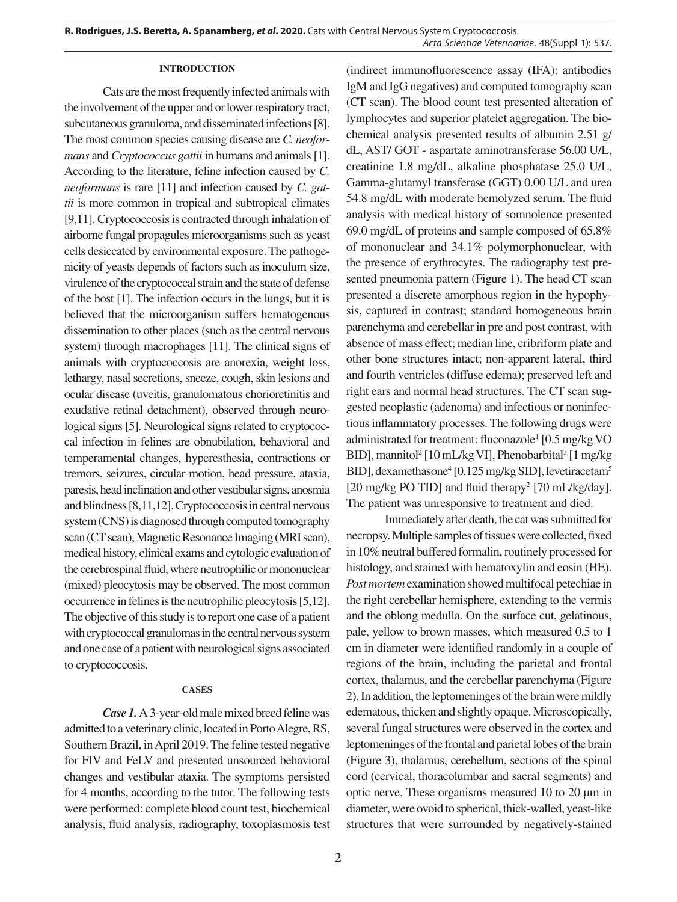## INTRODUCTION

Cats are the most frequently infected animals with the involvement of the upper and or lower respiratory tract, subcutaneous granuloma, and disseminated infections [8]. The most common species causing disease are *C. neoformans* and *Cryptococcus gattii* in humans and animals [1]. According to the literature, feline infection caused by *C. neoformans* is rare [11] and infection caused by *C. gattii* is more common in tropical and subtropical climates [9,11]. Cryptococcosis is contracted through inhalation of airborne fungal propagules microorganisms such as yeast cells desiccated by environmental exposure. The pathogenicity of yeasts depends of factors such as inoculum size, virulence of the cryptococcal strain and the state of defense of the host [1]. The infection occurs in the lungs, but it is believed that the microorganism suffers hematogenous dissemination to other places (such as the central nervous system) through macrophages [11]. The clinical signs of animals with cryptococcosis are anorexia, weight loss, lethargy, nasal secretions, sneeze, cough, skin lesions and ocular disease (uveitis, granulomatous chorioretinitis and exudative retinal detachment), observed through neurological signs [5]. Neurological signs related to cryptococcal infection in felines are obnubilation, behavioral and temperamental changes, hyperesthesia, contractions or tremors, seizures, circular motion, head pressure, ataxia, paresis, head inclination and other vestibular signs, anosmia and blindness [8,11,12]. Cryptococcosis in central nervous system (CNS) is diagnosed through computed tomography scan (CT scan), Magnetic Resonance Imaging (MRI scan), medical history, clinical exams and cytologic evaluation of the cerebrospinal fluid, where neutrophilic or mononuclear (mixed) pleocytosis may be observed. The most common occurrence in felines is the neutrophilic pleocytosis [5,12]. The objective of this study is to report one case of a patient with cryptococcal granulomas in the central nervous system and one case of a patient with neurological signs associated to cryptococcosis.

## CASES

***Case 1.*** A 3-year-old male mixed breed feline was admitted to a veterinary clinic, located in Porto Alegre, RS, Southern Brazil, in April 2019. The feline tested negative for FIV and FeLV and presented unsourced behavioral changes and vestibular ataxia. The symptoms persisted for 4 months, according to the tutor. The following tests were performed: complete blood count test, biochemical analysis, fluid analysis, radiography, toxoplasmosis test (indirect immunofluorescence assay (IFA): antibodies IgM and IgG negatives) and computed tomography scan (CT scan). The blood count test presented alteration of lymphocytes and superior platelet aggregation. The biochemical analysis presented results of albumin 2.51 g/dL, AST/ GOT - aspartate aminotransferase 56.00 U/L, creatinine 1.8 mg/dL, alkaline phosphatase 25.0 U/L, Gamma-glutamyl transferase (GGT) 0.00 U/L and urea 54.8 mg/dL with moderate hemolyzed serum. The fluid analysis with medical history of somnolence presented 69.0 mg/dL of proteins and sample composed of 65.8% of mononuclear and 34.1% polymorphonuclear, with the presence of erythrocytes. The radiography test presented pneumonia pattern (Figure 1). The head CT scan presented a discrete amorphous region in the hypophysis, captured in contrast; standard homogeneous brain parenchyma and cerebellar in pre and post contrast, with absence of mass effect; median line, cribriform plate and other bone structures intact; non-apparent lateral, third and fourth ventricles (diffuse edema); preserved left and right ears and normal head structures. The CT scan suggested neoplastic (adenoma) and infectious or noninfectious inflammatory processes. The following drugs were administrated for treatment: fluconazole[1] [0.5 mg/kg VO BID], mannitol[2] [10 mL/kg VI], Phenobarbital[3] [1 mg/kg BID], dexamethasone[4] [0.125 mg/kg SID], levetiracetam[5] [20 mg/kg PO TID] and fluid therapy[2] [70 mL/kg/day]. The patient was unresponsive to treatment and died.

Immediately after death, the cat was submitted for necropsy. Multiple samples of tissues were collected, fixed in 10% neutral buffered formalin, routinely processed for histology, and stained with hematoxylin and eosin (HE). *Post mortem* examination showed multifocal petechiae in the right cerebellar hemisphere, extending to the vermis and the oblong medulla. On the surface cut, gelatinous, pale, yellow to brown masses, which measured 0.5 to 1 cm in diameter were identified randomly in a couple of regions of the brain, including the parietal and frontal cortex, thalamus, and the cerebellar parenchyma (Figure 2). In addition, the leptomeninges of the brain were mildly edematous, thicken and slightly opaque. Microscopically, several fungal structures were observed in the cortex and leptomeninges of the frontal and parietal lobes of the brain (Figure 3), thalamus, cerebellum, sections of the spinal cord (cervical, thoracolumbar and sacral segments) and optic nerve. These organisms measured 10 to 20 µm in diameter, were ovoid to spherical, thick-walled, yeast-like structures that were surrounded by negatively-stained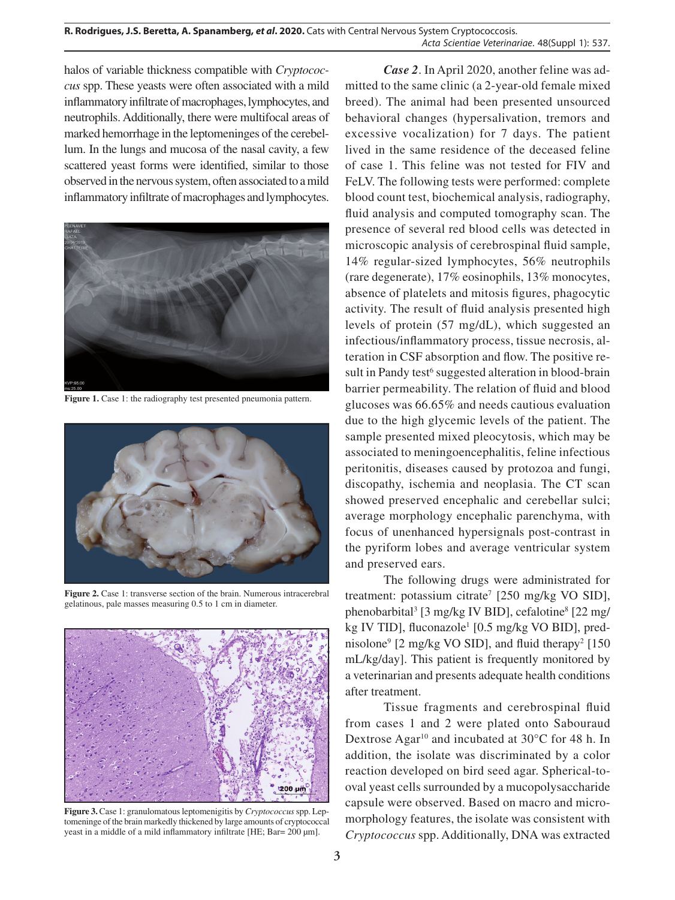halos of variable thickness compatible with *Cryptococcus* spp. These yeasts were often associated with a mild inflammatory infiltrate of macrophages, lymphocytes, and neutrophils. Additionally, there were multifocal areas of marked hemorrhage in the leptomeninges of the cerebellum. In the lungs and mucosa of the nasal cavity, a few scattered yeast forms were identified, similar to those observed in the nervous system, often associated to a mild inflammatory infiltrate of macrophages and lymphocytes.

**Figure 1.** Case 1: the radiography test presented pneumonia pattern.

**Figure 2.** Case 1: transverse section of the brain. Numerous intracerebral gelatinous, pale masses measuring 0.5 to 1 cm in diameter.

**Figure 3.** Case 1: granulomatous leptomenigitis by *Cryptococcus* spp. Leptomeninge of the brain markedly thickened by large amounts of cryptococcal yeast in a middle of a mild inflammatory infiltrate [HE; Bar= 200 µm].

***Case 2***. In April 2020, another feline was admitted to the same clinic (a 2-year-old female mixed breed). The animal had been presented unsourced behavioral changes (hypersalivation, tremors and excessive vocalization) for 7 days. The patient lived in the same residence of the deceased feline of case 1. This feline was not tested for FIV and FeLV. The following tests were performed: complete blood count test, biochemical analysis, radiography, fluid analysis and computed tomography scan. The presence of several red blood cells was detected in microscopic analysis of cerebrospinal fluid sample, 14% regular-sized lymphocytes, 56% neutrophils (rare degenerate), 17% eosinophils, 13% monocytes, absence of platelets and mitosis figures, phagocytic activity. The result of fluid analysis presented high levels of protein (57 mg/dL), which suggested an infectious/inflammatory process, tissue necrosis, alteration in CSF absorption and flow. The positive result in Pandy test[6] suggested alteration in blood-brain barrier permeability. The relation of fluid and blood glucoses was 66.65% and needs cautious evaluation due to the high glycemic levels of the patient. The sample presented mixed pleocytosis, which may be associated to meningoencephalitis, feline infectious peritonitis, diseases caused by protozoa and fungi, discopathy, ischemia and neoplasia. The CT scan showed preserved encephalic and cerebellar sulci; average morphology encephalic parenchyma, with focus of unenhanced hypersignals post-contrast in the pyriform lobes and average ventricular system and preserved ears.

The following drugs were administrated for treatment: potassium citrate[7] [250 mg/kg VO SID], phenobarbital[3] [3 mg/kg IV BID], cefalotine[8] [22 mg/kg IV TID], fluconazole[1] [0.5 mg/kg VO BID], prednisolone[9] [2 mg/kg VO SID], and fluid therapy[2] [150 mL/kg/day]. This patient is frequently monitored by a veterinarian and presents adequate health conditions after treatment.

Tissue fragments and cerebrospinal fluid from cases 1 and 2 were plated onto Sabouraud Dextrose Agar[10] and incubated at 30°C for 48 h. In addition, the isolate was discriminated by a color reaction developed on bird seed agar. Spherical-to-oval yeast cells surrounded by a mucopolysaccharide capsule were observed. Based on macro and micromorphology features, the isolate was consistent with *Cryptococcus* spp. Additionally, DNA was extracted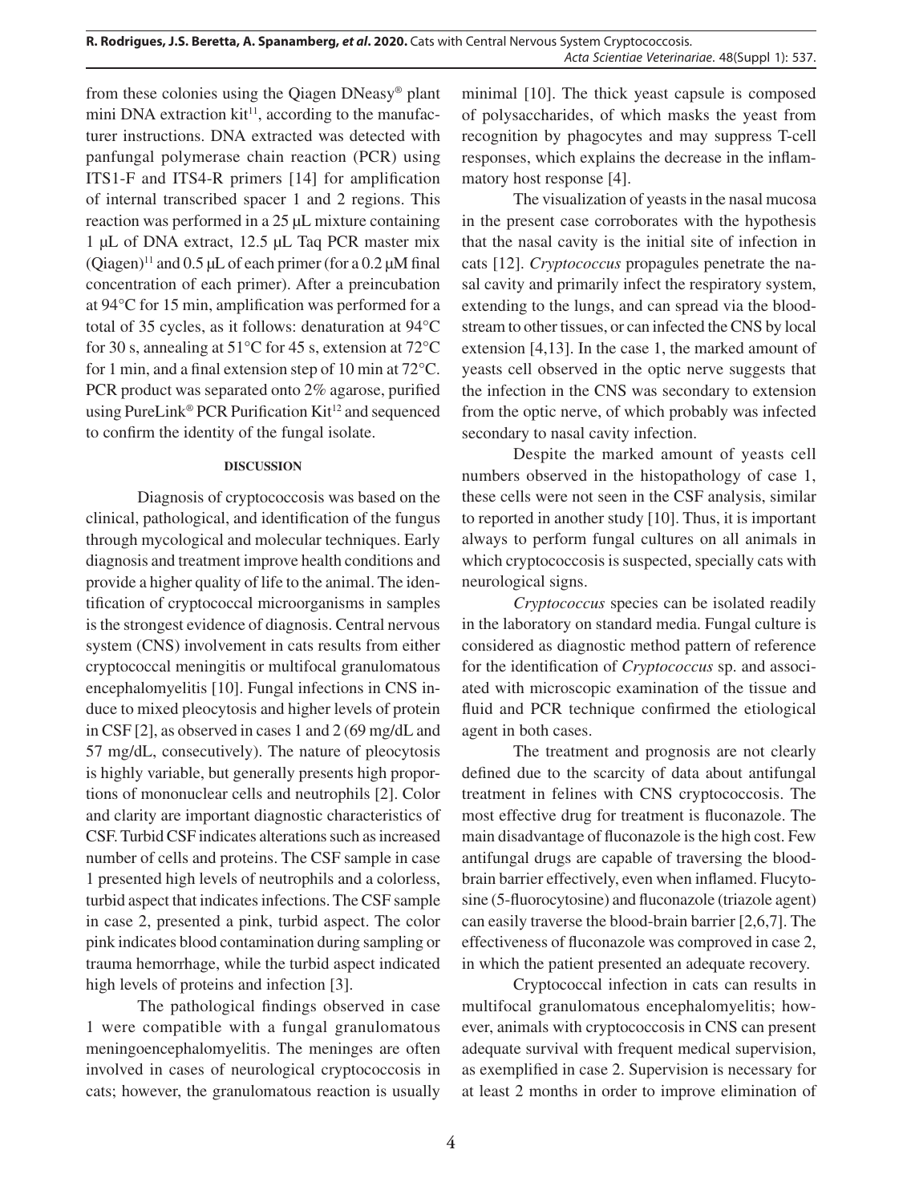from these colonies using the Qiagen DNeasy® plant mini DNA extraction kit[11], according to the manufacturer instructions. DNA extracted was detected with panfungal polymerase chain reaction (PCR) using ITS1-F and ITS4-R primers [14] for amplification of internal transcribed spacer 1 and 2 regions. This reaction was performed in a 25 μL mixture containing 1 μL of DNA extract, 12.5 μL Taq PCR master mix (Qiagen)[11] and 0.5 μL of each primer (for a 0.2 μM final concentration of each primer). After a preincubation at 94°C for 15 min, amplification was performed for a total of 35 cycles, as it follows: denaturation at 94°C for 30 s, annealing at 51°C for 45 s, extension at 72°C for 1 min, and a final extension step of 10 min at 72°C. PCR product was separated onto 2% agarose, purified using PureLink® PCR Purification Kit[12] and sequenced to confirm the identity of the fungal isolate.

## DISCUSSION

Diagnosis of cryptococcosis was based on the clinical, pathological, and identification of the fungus through mycological and molecular techniques. Early diagnosis and treatment improve health conditions and provide a higher quality of life to the animal. The identification of cryptococcal microorganisms in samples is the strongest evidence of diagnosis. Central nervous system (CNS) involvement in cats results from either cryptococcal meningitis or multifocal granulomatous encephalomyelitis [10]. Fungal infections in CNS induce to mixed pleocytosis and higher levels of protein in CSF [2], as observed in cases 1 and 2 (69 mg/dL and 57 mg/dL, consecutively). The nature of pleocytosis is highly variable, but generally presents high proportions of mononuclear cells and neutrophils [2]. Color and clarity are important diagnostic characteristics of CSF. Turbid CSF indicates alterations such as increased number of cells and proteins. The CSF sample in case 1 presented high levels of neutrophils and a colorless, turbid aspect that indicates infections. The CSF sample in case 2, presented a pink, turbid aspect. The color pink indicates blood contamination during sampling or trauma hemorrhage, while the turbid aspect indicated high levels of proteins and infection [3].

The pathological findings observed in case 1 were compatible with a fungal granulomatous meningoencephalomyelitis. The meninges are often involved in cases of neurological cryptococcosis in cats; however, the granulomatous reaction is usually minimal [10]. The thick yeast capsule is composed of polysaccharides, of which masks the yeast from recognition by phagocytes and may suppress T-cell responses, which explains the decrease in the inflammatory host response [4].

The visualization of yeasts in the nasal mucosa in the present case corroborates with the hypothesis that the nasal cavity is the initial site of infection in cats [12]. *Cryptococcus* propagules penetrate the nasal cavity and primarily infect the respiratory system, extending to the lungs, and can spread via the bloodstream to other tissues, or can infected the CNS by local extension [4,13]. In the case 1, the marked amount of yeasts cell observed in the optic nerve suggests that the infection in the CNS was secondary to extension from the optic nerve, of which probably was infected secondary to nasal cavity infection.

Despite the marked amount of yeasts cell numbers observed in the histopathology of case 1, these cells were not seen in the CSF analysis, similar to reported in another study [10]. Thus, it is important always to perform fungal cultures on all animals in which cryptococcosis is suspected, specially cats with neurological signs.

*Cryptococcus* species can be isolated readily in the laboratory on standard media. Fungal culture is considered as diagnostic method pattern of reference for the identification of *Cryptococcus* sp. and associated with microscopic examination of the tissue and fluid and PCR technique confirmed the etiological agent in both cases.

The treatment and prognosis are not clearly defined due to the scarcity of data about antifungal treatment in felines with CNS cryptococcosis. The most effective drug for treatment is fluconazole. The main disadvantage of fluconazole is the high cost. Few antifungal drugs are capable of traversing the blood-brain barrier effectively, even when inflamed. Flucytosine (5-fluorocytosine) and fluconazole (triazole agent) can easily traverse the blood-brain barrier [2,6,7]. The effectiveness of fluconazole was comproved in case 2, in which the patient presented an adequate recovery.

Cryptococcal infection in cats can results in multifocal granulomatous encephalomyelitis; however, animals with cryptococcosis in CNS can present adequate survival with frequent medical supervision, as exemplified in case 2. Supervision is necessary for at least 2 months in order to improve elimination of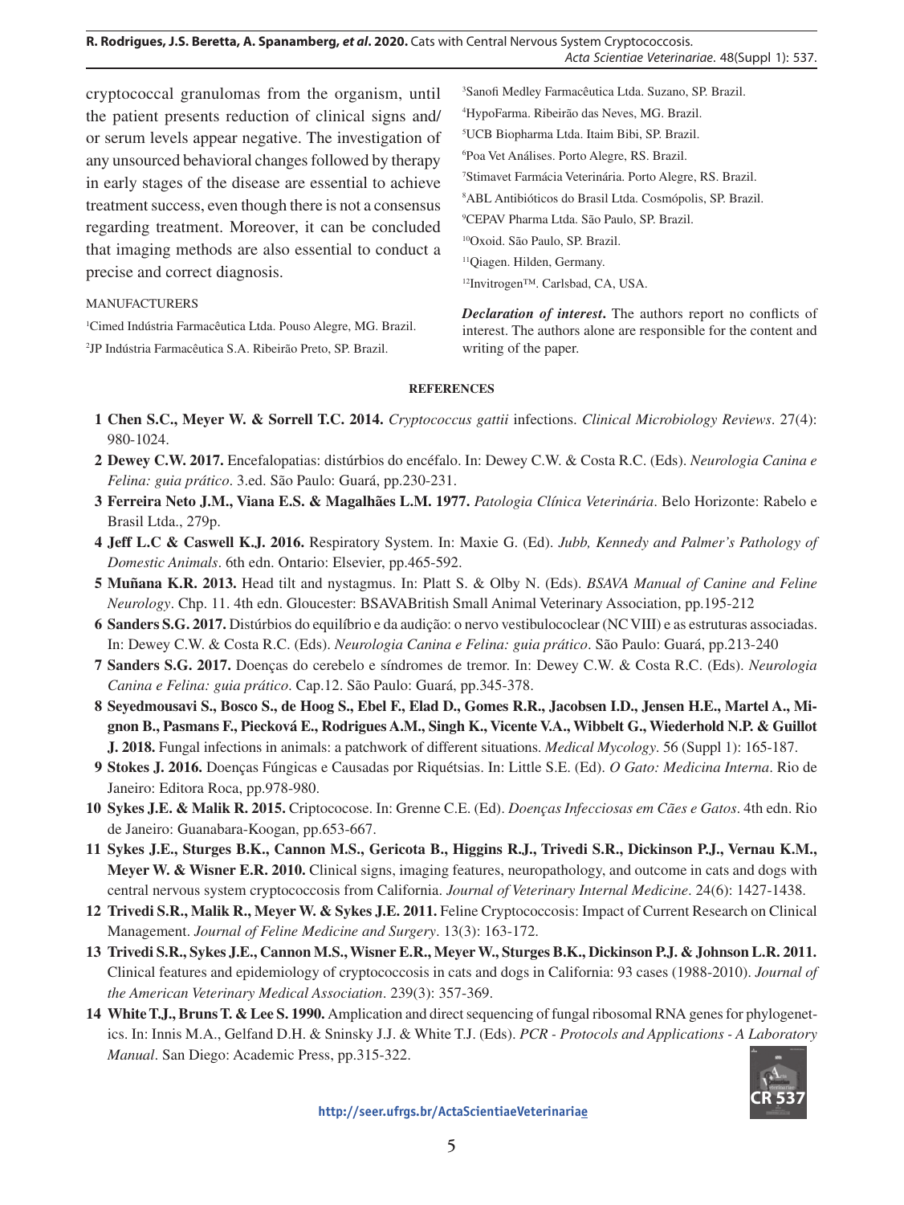cryptococcal granulomas from the organism, until the patient presents reduction of clinical signs and/or serum levels appear negative. The investigation of any unsourced behavioral changes followed by therapy in early stages of the disease are essential to achieve treatment success, even though there is not a consensus regarding treatment. Moreover, it can be concluded that imaging methods are also essential to conduct a precise and correct diagnosis.

MANUFACTURERS

[1]Cimed Indústria Farmacêutica Ltda. Pouso Alegre, MG. Brazil.
[2]JP Indústria Farmacêutica S.A. Ribeirão Preto, SP. Brazil.
[3]Sanofi Medley Farmacêutica Ltda. Suzano, SP. Brazil.
[4]HypoFarma. Ribeirão das Neves, MG. Brazil.
[5]UCB Biopharma Ltda. Itaim Bibi, SP. Brazil.
[6]Poa Vet Análises. Porto Alegre, RS. Brazil.
[7]Stimavet Farmácia Veterinária. Porto Alegre, RS. Brazil.
[8]ABL Antibióticos do Brasil Ltda. Cosmópolis, SP. Brazil.
[9]CEPAV Pharma Ltda. São Paulo, SP. Brazil.
[10]Oxoid. São Paulo, SP. Brazil.
[11]Qiagen. Hilden, Germany.
[12]Invitrogen™. Carlsbad, CA, USA.

***Declaration of interest*.** The authors report no conflicts of interest. The authors alone are responsible for the content and writing of the paper.

**REFERENCES**

1 **Chen S.C., Meyer W. & Sorrell T.C. 2014.** *Cryptococcus gattii* infections. *Clinical Microbiology Reviews*. 27(4): 980-1024.

2 **Dewey C.W. 2017.** Encefalopatias: distúrbios do encéfalo. In: Dewey C.W. & Costa R.C. (Eds). *Neurologia Canina e Felina: guia prático*. 3.ed. São Paulo: Guará, pp.230-231.

3 **Ferreira Neto J.M., Viana E.S. & Magalhães L.M. 1977.** *Patologia Clínica Veterinária*. Belo Horizonte: Rabelo e Brasil Ltda., 279p.

4 **Jeff L.C & Caswell K.J. 2016.** Respiratory System. In: Maxie G. (Ed). *Jubb, Kennedy and Palmer's Pathology of Domestic Animals*. 6th edn. Ontario: Elsevier, pp.465-592.

5 **Muñana K.R. 2013.** Head tilt and nystagmus. In: Platt S. & Olby N. (Eds). *BSAVA Manual of Canine and Feline Neurology*. Chp. 11. 4th edn. Gloucester: BSAVABritish Small Animal Veterinary Association, pp.195-212

6 **Sanders S.G. 2017.** Distúrbios do equilíbrio e da audição: o nervo vestibulococlear (NC VIII) e as estruturas associadas. In: Dewey C.W. & Costa R.C. (Eds). *Neurologia Canina e Felina: guia prático*. São Paulo: Guará, pp.213-240

7 **Sanders S.G. 2017.** Doenças do cerebelo e síndromes de tremor. In: Dewey C.W. & Costa R.C. (Eds). *Neurologia Canina e Felina: guia prático*. Cap.12. São Paulo: Guará, pp.345-378.

8 **Seyedmousavi S., Bosco S., de Hoog S., Ebel F., Elad D., Gomes R.R., Jacobsen I.D., Jensen H.E., Martel A., Mignon B., Pasmans F., Piecková E., Rodrigues A.M., Singh K., Vicente V.A., Wibbelt G., Wiederhold N.P. & Guillot J. 2018.** Fungal infections in animals: a patchwork of different situations. *Medical Mycology*. 56 (Suppl 1): 165-187.

9 **Stokes J. 2016.** Doenças Fúngicas e Causadas por Riquétsias. In: Little S.E. (Ed). *O Gato: Medicina Interna*. Rio de Janeiro: Editora Roca, pp.978-980.

10 **Sykes J.E. & Malik R. 2015.** Criptococose. In: Grenne C.E. (Ed). *Doenças Infecciosas em Cães e Gatos*. 4th edn. Rio de Janeiro: Guanabara-Koogan, pp.653-667.

11 **Sykes J.E., Sturges B.K., Cannon M.S., Gericota B., Higgins R.J., Trivedi S.R., Dickinson P.J., Vernau K.M., Meyer W. & Wisner E.R. 2010.** Clinical signs, imaging features, neuropathology, and outcome in cats and dogs with central nervous system cryptococcosis from California. *Journal of Veterinary Internal Medicine*. 24(6): 1427-1438.

12 **Trivedi S.R., Malik R., Meyer W. & Sykes J.E. 2011.** Feline Cryptococcosis: Impact of Current Research on Clinical Management. *Journal of Feline Medicine and Surgery*. 13(3): 163-172.

13 **Trivedi S.R., Sykes J.E., Cannon M.S., Wisner E.R., Meyer W., Sturges B.K., Dickinson P.J. & Johnson L.R. 2011.** Clinical features and epidemiology of cryptococcosis in cats and dogs in California: 93 cases (1988-2010). *Journal of the American Veterinary Medical Association*. 239(3): 357-369.

14 **White T.J., Bruns T. & Lee S. 1990.** Amplication and direct sequencing of fungal ribosomal RNA genes for phylogenetics. In: Innis M.A., Gelfand D.H. & Sninsky J.J. & White T.J. (Eds). *PCR - Protocols and Applications - A Laboratory Manual*. San Diego: Academic Press, pp.315-322.